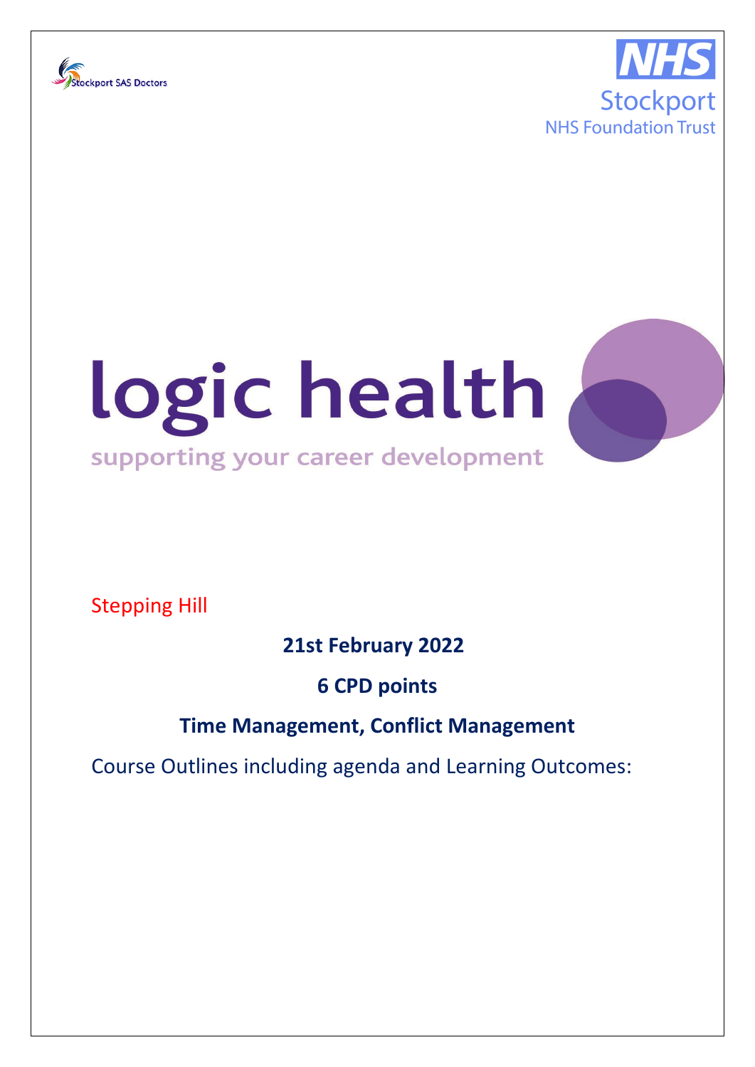Stockport SAS Doctors

NHS
Stockport
NHS Foundation Trust

# logic health

supporting your career development

Stepping Hill

**21st February 2022**

**6 CPD points**

**Time Management, Conflict Management**

Course Outlines including agenda and Learning Outcomes: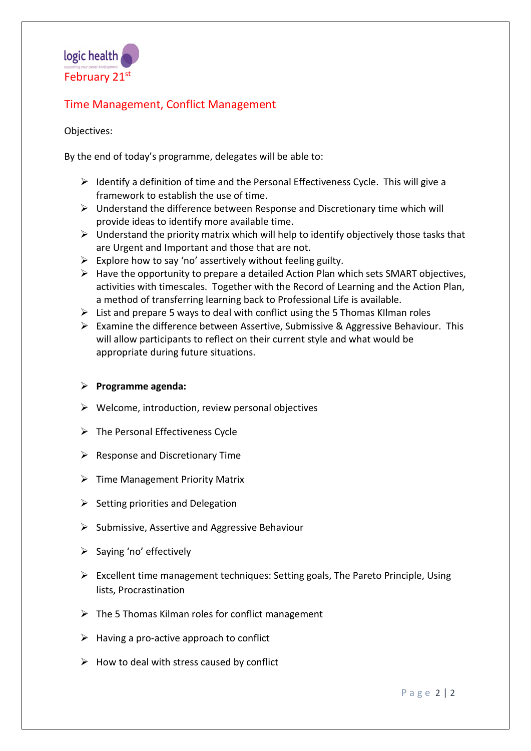logic health
supporting your career development

February 21st

## Time Management, Conflict Management

Objectives:

By the end of today's programme, delegates will be able to:

- Identify a definition of time and the Personal Effectiveness Cycle. This will give a framework to establish the use of time.
- Understand the difference between Response and Discretionary time which will provide ideas to identify more available time.
- Understand the priority matrix which will help to identify objectively those tasks that are Urgent and Important and those that are not.
- Explore how to say 'no' assertively without feeling guilty.
- Have the opportunity to prepare a detailed Action Plan which sets SMART objectives, activities with timescales. Together with the Record of Learning and the Action Plan, a method of transferring learning back to Professional Life is available.
- List and prepare 5 ways to deal with conflict using the 5 Thomas KIlman roles
- Examine the difference between Assertive, Submissive & Aggressive Behaviour. This will allow participants to reflect on their current style and what would be appropriate during future situations.

- **Programme agenda:**
- Welcome, introduction, review personal objectives
- The Personal Effectiveness Cycle
- Response and Discretionary Time
- Time Management Priority Matrix
- Setting priorities and Delegation
- Submissive, Assertive and Aggressive Behaviour
- Saying 'no' effectively
- Excellent time management techniques: Setting goals, The Pareto Principle, Using lists, Procrastination
- The 5 Thomas Kilman roles for conflict management
- Having a pro-active approach to conflict
- How to deal with stress caused by conflict